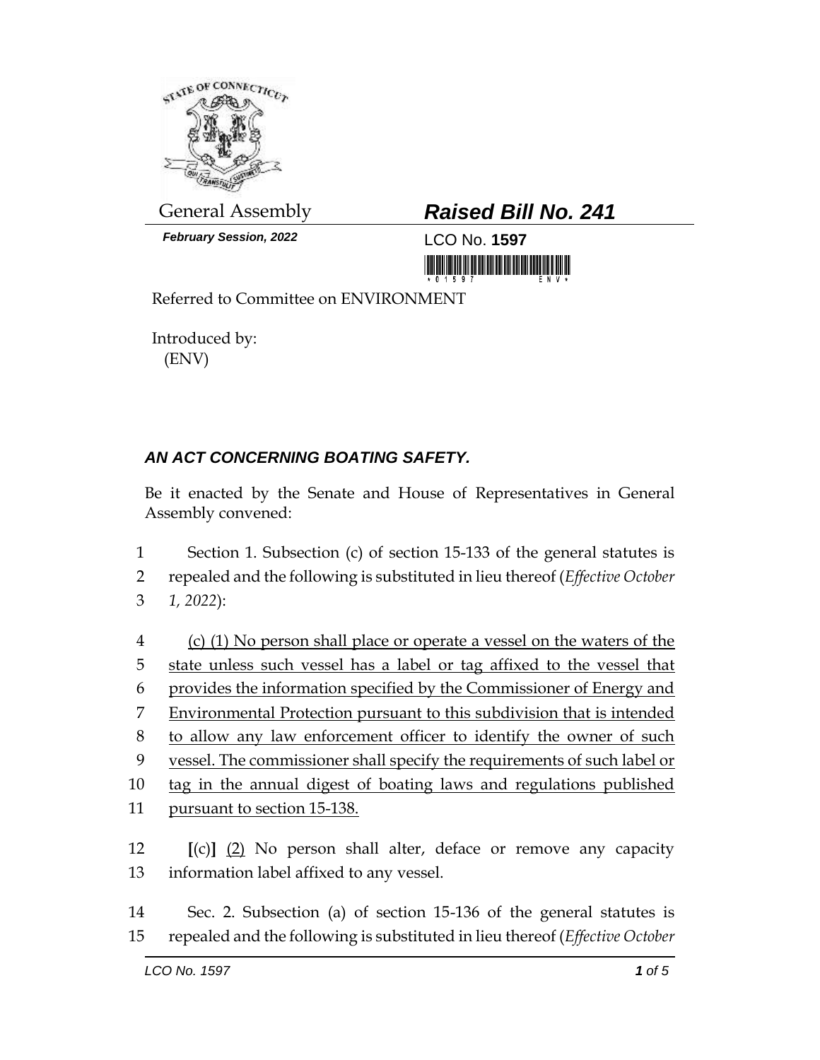General Assembly

**_Raised Bill No. 241_**

**_February Session, 2022_**

LCO No. **1597**

Referred to Committee on ENVIRONMENT

Introduced by:
(ENV)

## _AN ACT CONCERNING BOATING SAFETY._

Be it enacted by the Senate and House of Representatives in General Assembly convened:

Section 1. Subsection (c) of section 15-133 of the general statutes is repealed and the following is substituted in lieu thereof (*Effective October 1, 2022*):

<u>(c) (1) No person shall place or operate a vessel on the waters of the state unless such vessel has a label or tag affixed to the vessel that provides the information specified by the Commissioner of Energy and Environmental Protection pursuant to this subdivision that is intended to allow any law enforcement officer to identify the owner of such vessel. The commissioner shall specify the requirements of such label or tag in the annual digest of boating laws and regulations published pursuant to section 15-138.</u>

**[**(c)**]** <u>(2)</u> No person shall alter, deface or remove any capacity information label affixed to any vessel.

Sec. 2. Subsection (a) of section 15-136 of the general statutes is repealed and the following is substituted in lieu thereof (*Effective October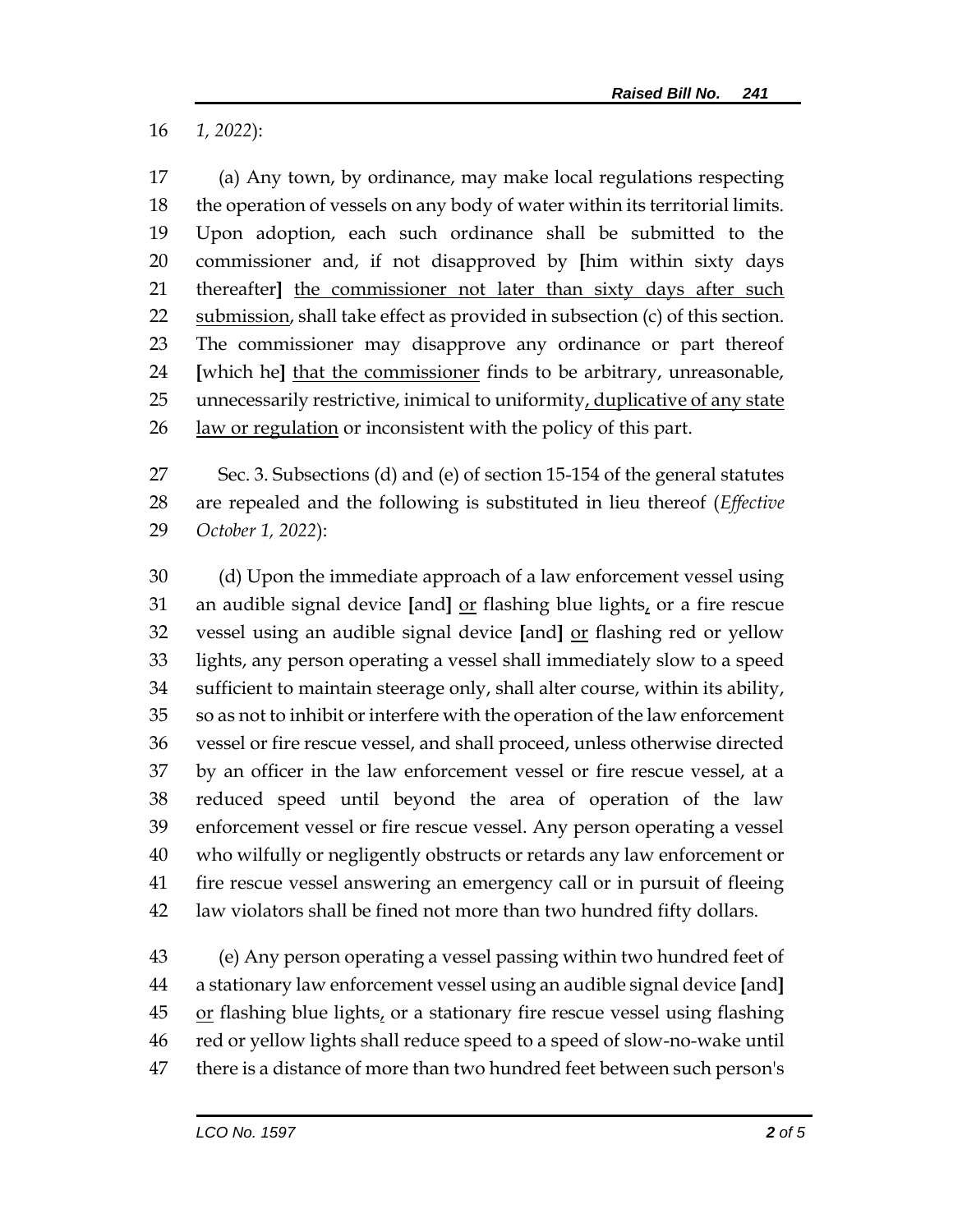1, 2022):

(a) Any town, by ordinance, may make local regulations respecting the operation of vessels on any body of water within its territorial limits. Upon adoption, each such ordinance shall be submitted to the commissioner and, if not disapproved by [him within sixty days thereafter] <u>the commissioner not later than sixty days after such submission</u>, shall take effect as provided in subsection (c) of this section. The commissioner may disapprove any ordinance or part thereof [which he] <u>that the commissioner</u> finds to be arbitrary, unreasonable, unnecessarily restrictive, inimical to uniformity<u>, duplicative of any state law or regulation</u> or inconsistent with the policy of this part.

Sec. 3. Subsections (d) and (e) of section 15-154 of the general statutes are repealed and the following is substituted in lieu thereof (*Effective October 1, 2022*):

(d) Upon the immediate approach of a law enforcement vessel using an audible signal device [and] <u>or</u> flashing blue lights<u>,</u> or a fire rescue vessel using an audible signal device [and] <u>or</u> flashing red or yellow lights, any person operating a vessel shall immediately slow to a speed sufficient to maintain steerage only, shall alter course, within its ability, so as not to inhibit or interfere with the operation of the law enforcement vessel or fire rescue vessel, and shall proceed, unless otherwise directed by an officer in the law enforcement vessel or fire rescue vessel, at a reduced speed until beyond the area of operation of the law enforcement vessel or fire rescue vessel. Any person operating a vessel who wilfully or negligently obstructs or retards any law enforcement or fire rescue vessel answering an emergency call or in pursuit of fleeing law violators shall be fined not more than two hundred fifty dollars.

(e) Any person operating a vessel passing within two hundred feet of a stationary law enforcement vessel using an audible signal device [and] <u>or</u> flashing blue lights<u>,</u> or a stationary fire rescue vessel using flashing red or yellow lights shall reduce speed to a speed of slow-no-wake until there is a distance of more than two hundred feet between such person's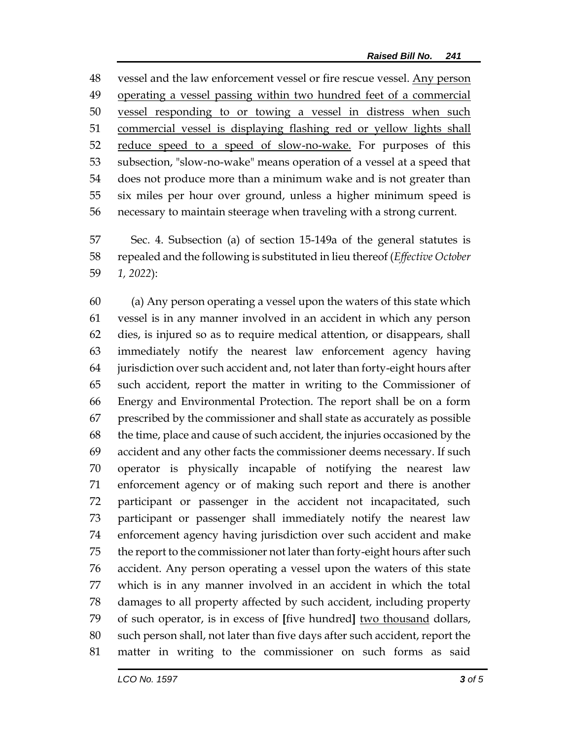vessel and the law enforcement vessel or fire rescue vessel. <u>Any person operating a vessel passing within two hundred feet of a commercial vessel responding to or towing a vessel in distress when such commercial vessel is displaying flashing red or yellow lights shall reduce speed to a speed of slow-no-wake.</u> For purposes of this subsection, "slow-no-wake" means operation of a vessel at a speed that does not produce more than a minimum wake and is not greater than six miles per hour over ground, unless a higher minimum speed is necessary to maintain steerage when traveling with a strong current.

Sec. 4. Subsection (a) of section 15-149a of the general statutes is repealed and the following is substituted in lieu thereof (*Effective October 1, 2022*):

(a) Any person operating a vessel upon the waters of this state which vessel is in any manner involved in an accident in which any person dies, is injured so as to require medical attention, or disappears, shall immediately notify the nearest law enforcement agency having jurisdiction over such accident and, not later than forty-eight hours after such accident, report the matter in writing to the Commissioner of Energy and Environmental Protection. The report shall be on a form prescribed by the commissioner and shall state as accurately as possible the time, place and cause of such accident, the injuries occasioned by the accident and any other facts the commissioner deems necessary. If such operator is physically incapable of notifying the nearest law enforcement agency or of making such report and there is another participant or passenger in the accident not incapacitated, such participant or passenger shall immediately notify the nearest law enforcement agency having jurisdiction over such accident and make the report to the commissioner not later than forty-eight hours after such accident. Any person operating a vessel upon the waters of this state which is in any manner involved in an accident in which the total damages to all property affected by such accident, including property of such operator, is in excess of **[**five hundred**]** <u>two thousand</u> dollars, such person shall, not later than five days after such accident, report the matter in writing to the commissioner on such forms as said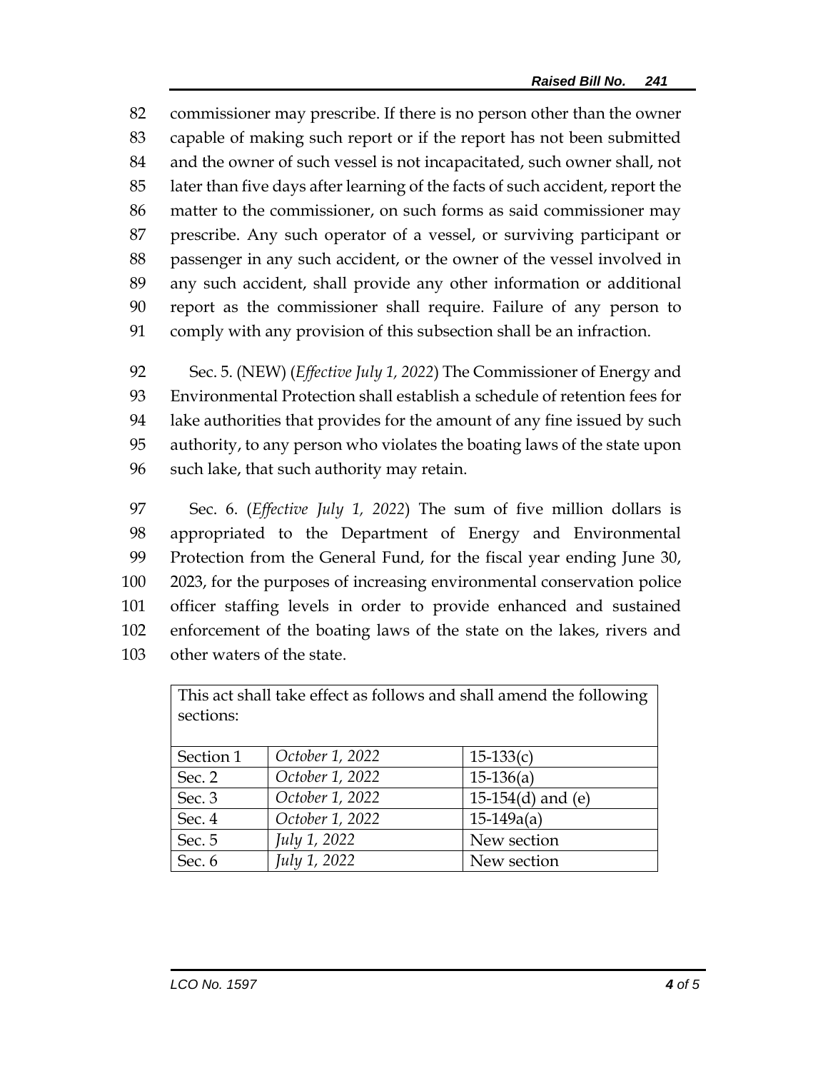commissioner may prescribe. If there is no person other than the owner capable of making such report or if the report has not been submitted and the owner of such vessel is not incapacitated, such owner shall, not later than five days after learning of the facts of such accident, report the matter to the commissioner, on such forms as said commissioner may prescribe. Any such operator of a vessel, or surviving participant or passenger in any such accident, or the owner of the vessel involved in any such accident, shall provide any other information or additional report as the commissioner shall require. Failure of any person to comply with any provision of this subsection shall be an infraction.

Sec. 5. (NEW) (*Effective July 1, 2022*) The Commissioner of Energy and Environmental Protection shall establish a schedule of retention fees for lake authorities that provides for the amount of any fine issued by such authority, to any person who violates the boating laws of the state upon such lake, that such authority may retain.

Sec. 6. (*Effective July 1, 2022*) The sum of five million dollars is appropriated to the Department of Energy and Environmental Protection from the General Fund, for the fiscal year ending June 30, 2023, for the purposes of increasing environmental conservation police officer staffing levels in order to provide enhanced and sustained enforcement of the boating laws of the state on the lakes, rivers and other waters of the state.

| This act shall take effect as follows and shall amend the following sections: | | |
|---|---|---|
| Section 1 | *October 1, 2022* | 15-133(c) |
| Sec. 2 | *October 1, 2022* | 15-136(a) |
| Sec. 3 | *October 1, 2022* | 15-154(d) and (e) |
| Sec. 4 | *October 1, 2022* | 15-149a(a) |
| Sec. 5 | *July 1, 2022* | New section |
| Sec. 6 | *July 1, 2022* | New section |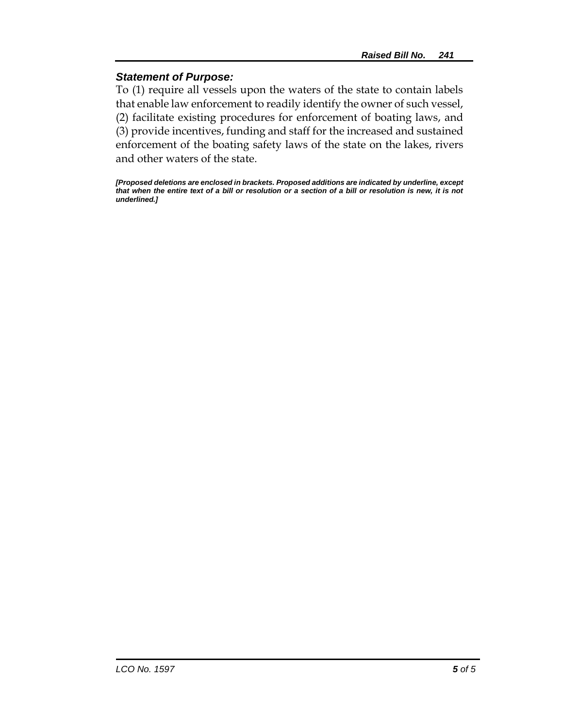## *Statement of Purpose:*

To (1) require all vessels upon the waters of the state to contain labels that enable law enforcement to readily identify the owner of such vessel, (2) facilitate existing procedures for enforcement of boating laws, and (3) provide incentives, funding and staff for the increased and sustained enforcement of the boating safety laws of the state on the lakes, rivers and other waters of the state.

***[Proposed deletions are enclosed in brackets. Proposed additions are indicated by underline, except that when the entire text of a bill or resolution or a section of a bill or resolution is new, it is not underlined.]***